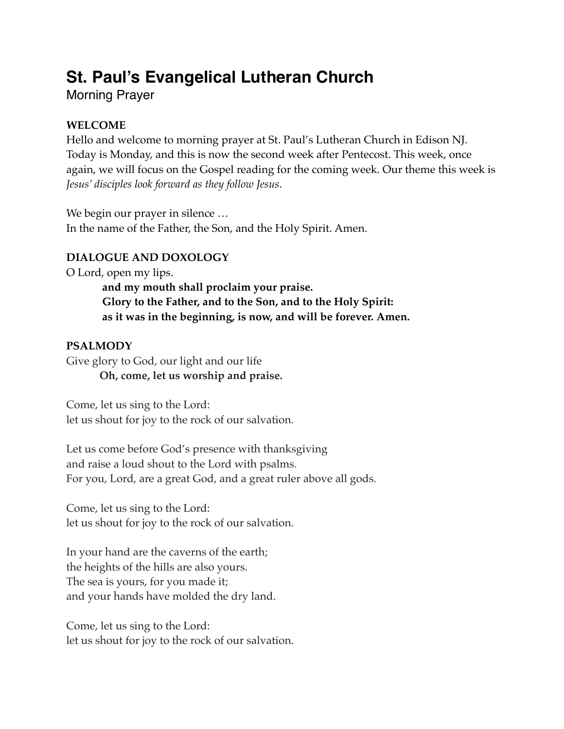# St. Paul's Evangelical Lutheran Church

Morning Prayer

**WELCOME**

Hello and welcome to morning prayer at St. Paul's Lutheran Church in Edison NJ. Today is Monday, and this is now the second week after Pentecost. This week, once again, we will focus on the Gospel reading for the coming week. Our theme this week is *Jesus' disciples look forward as they follow Jesus*.

We begin our prayer in silence …
In the name of the Father, the Son, and the Holy Spirit. Amen.

**DIALOGUE AND DOXOLOGY**

O Lord, open my lips.
**and my mouth shall proclaim your praise.**
**Glory to the Father, and to the Son, and to the Holy Spirit:**
**as it was in the beginning, is now, and will be forever. Amen.**

**PSALMODY**

Give glory to God, our light and our life
**Oh, come, let us worship and praise.**

Come, let us sing to the Lord:
let us shout for joy to the rock of our salvation.

Let us come before God's presence with thanksgiving
and raise a loud shout to the Lord with psalms.
For you, Lord, are a great God, and a great ruler above all gods.

Come, let us sing to the Lord:
let us shout for joy to the rock of our salvation.

In your hand are the caverns of the earth;
the heights of the hills are also yours.
The sea is yours, for you made it;
and your hands have molded the dry land.

Come, let us sing to the Lord:
let us shout for joy to the rock of our salvation.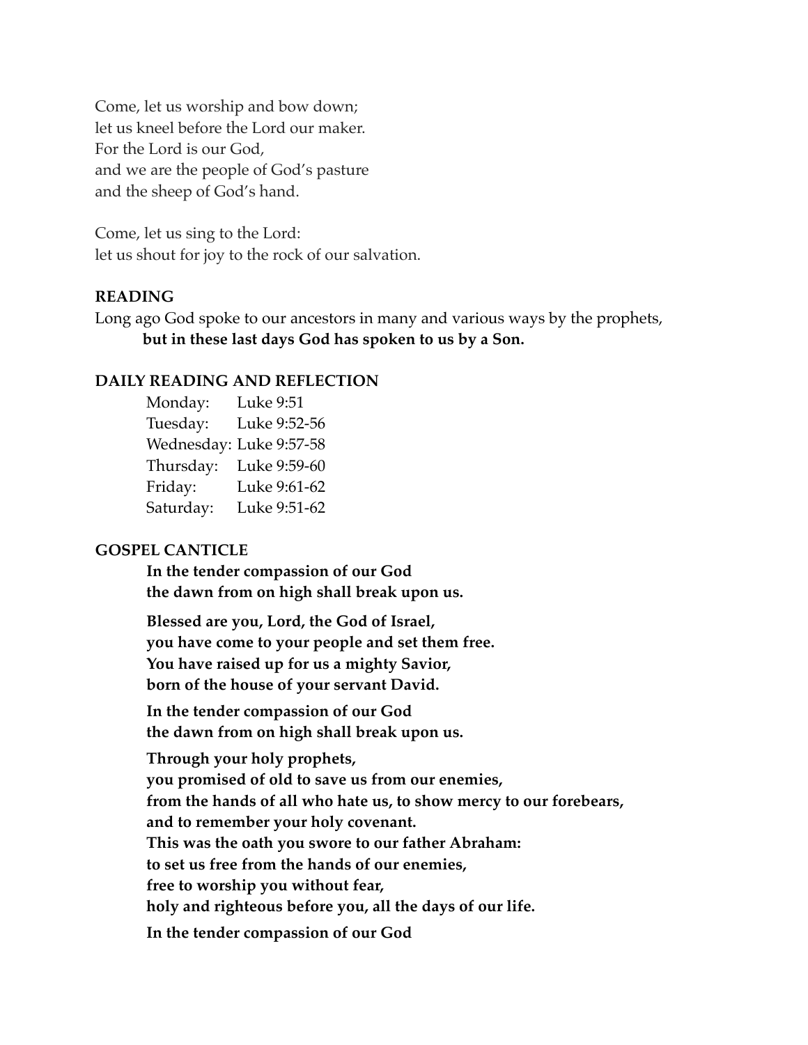Come, let us worship and bow down;
let us kneel before the Lord our maker.
For the Lord is our God,
and we are the people of God's pasture
and the sheep of God's hand.

Come, let us sing to the Lord:
let us shout for joy to the rock of our salvation.

**READING**

Long ago God spoke to our ancestors in many and various ways by the prophets,
**but in these last days God has spoken to us by a Son.**

**DAILY READING AND REFLECTION**

Monday: Luke 9:51
Tuesday: Luke 9:52-56
Wednesday: Luke 9:57-58
Thursday: Luke 9:59-60
Friday: Luke 9:61-62
Saturday: Luke 9:51-62

**GOSPEL CANTICLE**

**In the tender compassion of our God
the dawn from on high shall break upon us.**

**Blessed are you, Lord, the God of Israel,
you have come to your people and set them free.
You have raised up for us a mighty Savior,
born of the house of your servant David.**

**In the tender compassion of our God
the dawn from on high shall break upon us.**

**Through your holy prophets,
you promised of old to save us from our enemies,
from the hands of all who hate us, to show mercy to our forebears,
and to remember your holy covenant.
This was the oath you swore to our father Abraham:
to set us free from the hands of our enemies,
free to worship you without fear,
holy and righteous before you, all the days of our life.**

**In the tender compassion of our God**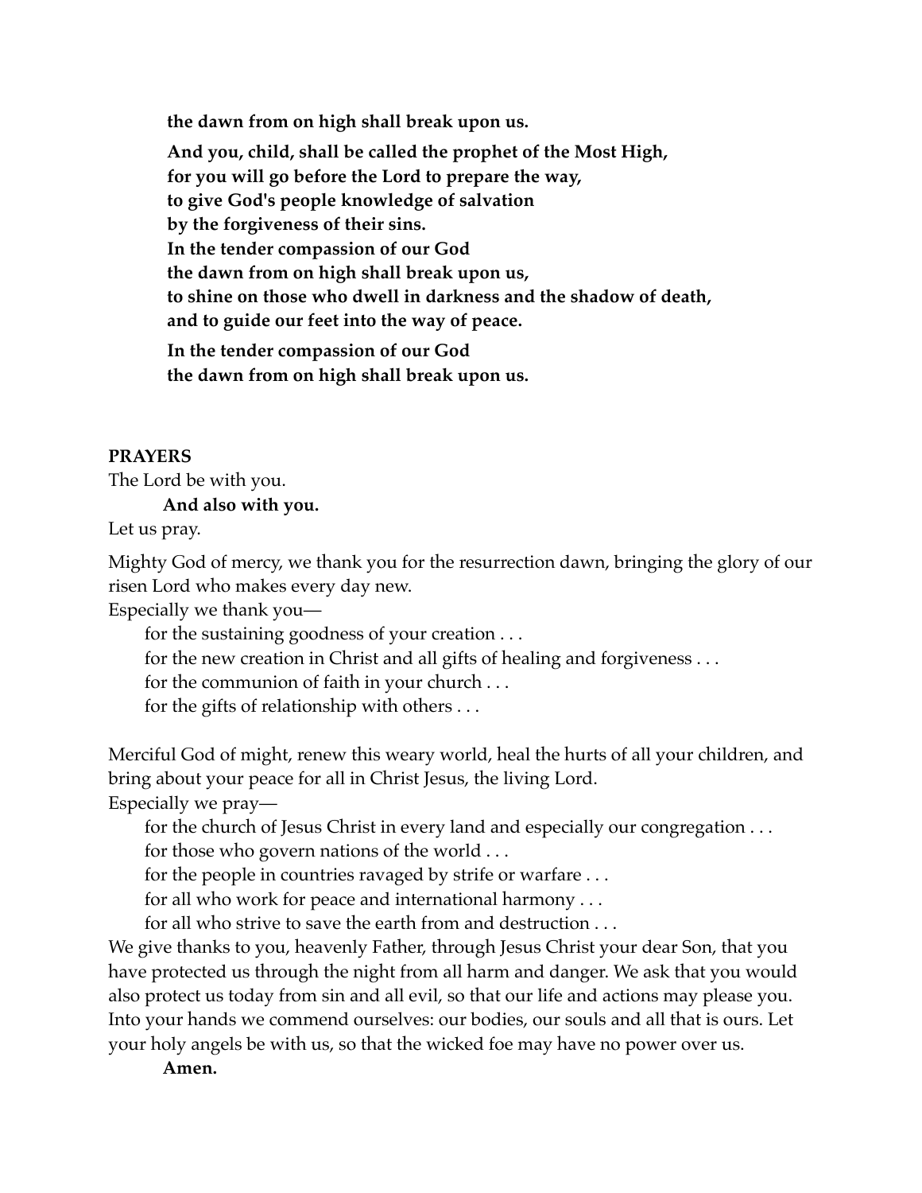**the dawn from on high shall break upon us.**

**And you, child, shall be called the prophet of the Most High,**  
**for you will go before the Lord to prepare the way,**  
**to give God's people knowledge of salvation**  
**by the forgiveness of their sins.**  
**In the tender compassion of our God**  
**the dawn from on high shall break upon us,**  
**to shine on those who dwell in darkness and the shadow of death,**  
**and to guide our feet into the way of peace.**

**In the tender compassion of our God**  
**the dawn from on high shall break upon us.**

**PRAYERS**

The Lord be with you.  
**And also with you.**  
Let us pray.

Mighty God of mercy, we thank you for the resurrection dawn, bringing the glory of our risen Lord who makes every day new.  
Especially we thank you—  
for the sustaining goodness of your creation . . .  
for the new creation in Christ and all gifts of healing and forgiveness . . .  
for the communion of faith in your church . . .  
for the gifts of relationship with others . . .

Merciful God of might, renew this weary world, heal the hurts of all your children, and bring about your peace for all in Christ Jesus, the living Lord.  
Especially we pray—  
for the church of Jesus Christ in every land and especially our congregation . . .  
for those who govern nations of the world . . .  
for the people in countries ravaged by strife or warfare . . .  
for all who work for peace and international harmony . . .  
for all who strive to save the earth from and destruction . . .  
We give thanks to you, heavenly Father, through Jesus Christ your dear Son, that you have protected us through the night from all harm and danger. We ask that you would also protect us today from sin and all evil, so that our life and actions may please you. Into your hands we commend ourselves: our bodies, our souls and all that is ours. Let your holy angels be with us, so that the wicked foe may have no power over us.  
**Amen.**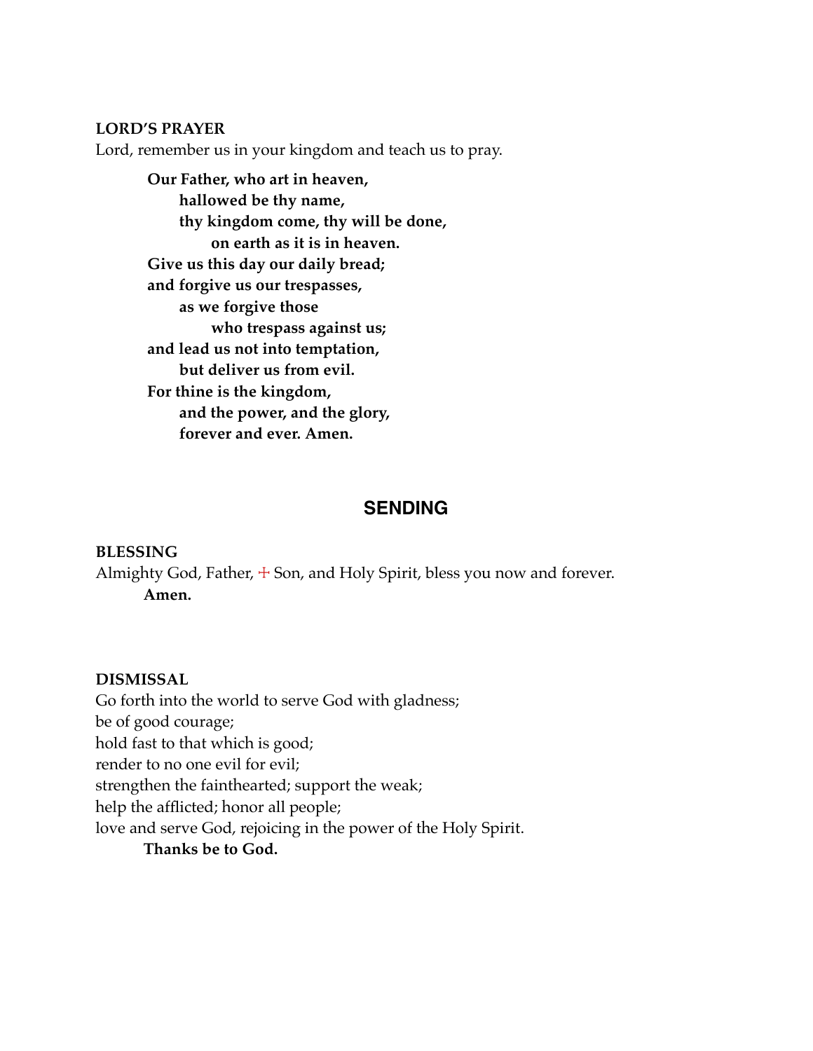**LORD'S PRAYER**

Lord, remember us in your kingdom and teach us to pray.

> **Our Father, who art in heaven,**
> **hallowed be thy name,**
> **thy kingdom come, thy will be done,**
> **on earth as it is in heaven.**
> **Give us this day our daily bread;**
> **and forgive us our trespasses,**
> **as we forgive those**
> **who trespass against us;**
> **and lead us not into temptation,**
> **but deliver us from evil.**
> **For thine is the kingdom,**
> **and the power, and the glory,**
> **forever and ever. Amen.**

## SENDING

**BLESSING**

Almighty God, Father, ☩ Son, and Holy Spirit, bless you now and forever.

**Amen.**

**DISMISSAL**

Go forth into the world to serve God with gladness;
be of good courage;
hold fast to that which is good;
render to no one evil for evil;
strengthen the fainthearted; support the weak;
help the afflicted; honor all people;
love and serve God, rejoicing in the power of the Holy Spirit.

**Thanks be to God.**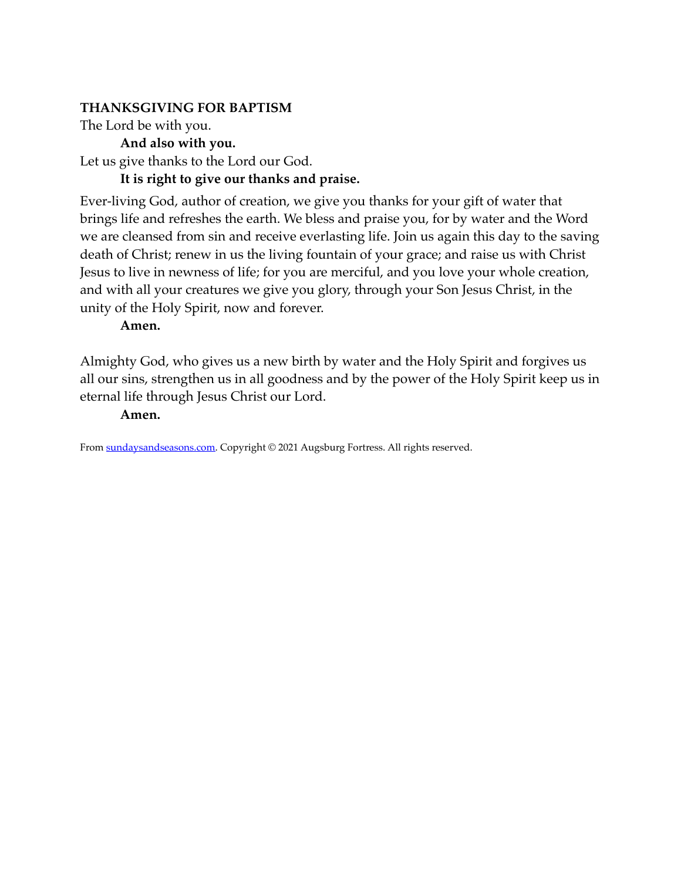**THANKSGIVING FOR BAPTISM**

The Lord be with you.

**And also with you.**

Let us give thanks to the Lord our God.

**It is right to give our thanks and praise.**

Ever-living God, author of creation, we give you thanks for your gift of water that brings life and refreshes the earth. We bless and praise you, for by water and the Word we are cleansed from sin and receive everlasting life. Join us again this day to the saving death of Christ; renew in us the living fountain of your grace; and raise us with Christ Jesus to live in newness of life; for you are merciful, and you love your whole creation, and with all your creatures we give you glory, through your Son Jesus Christ, in the unity of the Holy Spirit, now and forever.

**Amen.**

Almighty God, who gives us a new birth by water and the Holy Spirit and forgives us all our sins, strengthen us in all goodness and by the power of the Holy Spirit keep us in eternal life through Jesus Christ our Lord.

**Amen.**

From sundaysandseasons.com. Copyright © 2021 Augsburg Fortress. All rights reserved.